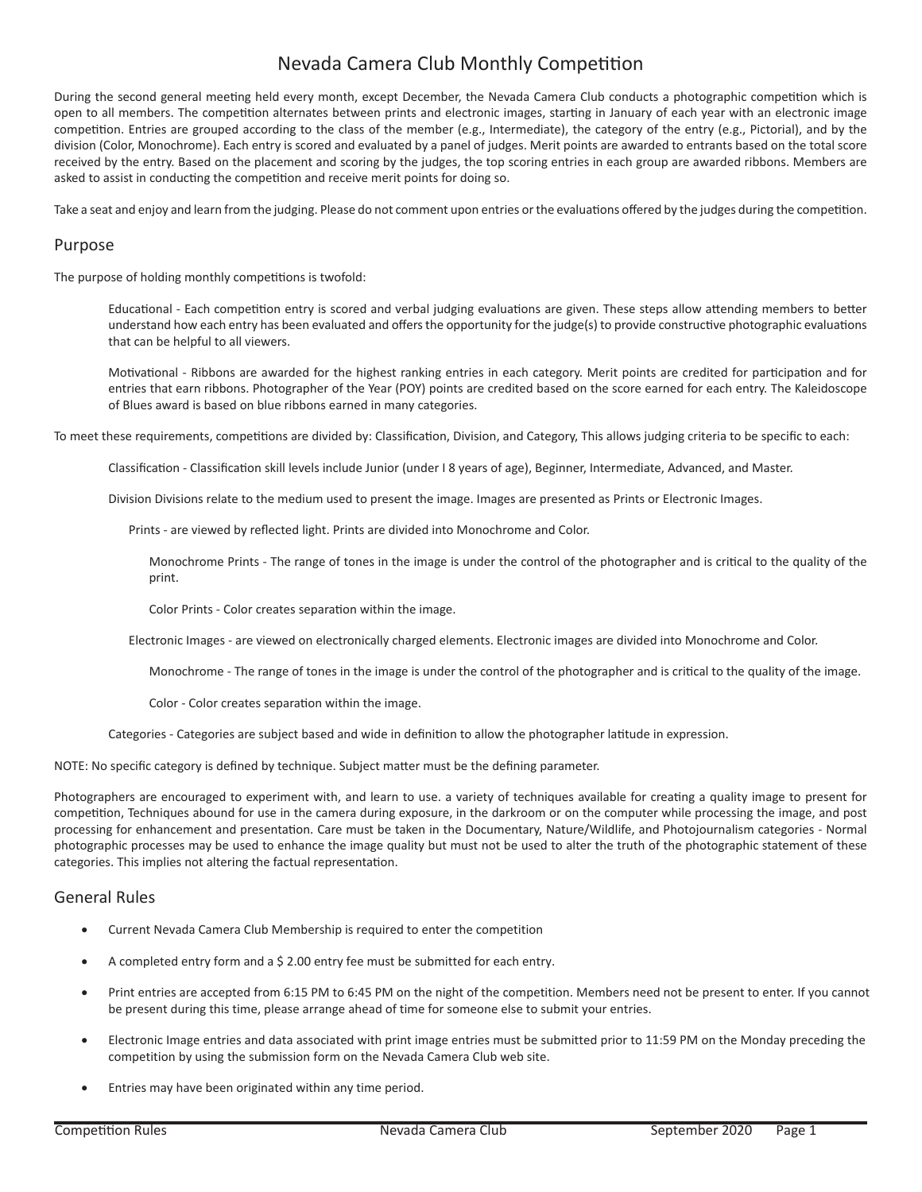# Nevada Camera Club Monthly Competition

During the second general meeting held every month, except December, the Nevada Camera Club conducts a photographic competition which is open to all members. The competition alternates between prints and electronic images, starting in January of each year with an electronic image competition. Entries are grouped according to the class of the member (e.g., Intermediate), the category of the entry (e.g., Pictorial), and by the division (Color, Monochrome). Each entry is scored and evaluated by a panel of judges. Merit points are awarded to entrants based on the total score received by the entry. Based on the placement and scoring by the judges, the top scoring entries in each group are awarded ribbons. Members are asked to assist in conducting the competition and receive merit points for doing so.

Take a seat and enjoy and learn from the judging. Please do not comment upon entries or the evaluations offered by the judges during the competition.

## Purpose

The purpose of holding monthly competitions is twofold:

> Educational - Each competition entry is scored and verbal judging evaluations are given. These steps allow attending members to better understand how each entry has been evaluated and offers the opportunity for the judge(s) to provide constructive photographic evaluations that can be helpful to all viewers.
>
> Motivational - Ribbons are awarded for the highest ranking entries in each category. Merit points are credited for participation and for entries that earn ribbons. Photographer of the Year (POY) points are credited based on the score earned for each entry. The Kaleidoscope of Blues award is based on blue ribbons earned in many categories.

To meet these requirements, competitions are divided by: Classification, Division, and Category, This allows judging criteria to be specific to each:

> Classification - Classification skill levels include Junior (under I 8 years of age), Beginner, Intermediate, Advanced, and Master.
>
> Division Divisions relate to the medium used to present the image. Images are presented as Prints or Electronic Images.
>
> > Prints - are viewed by reflected light. Prints are divided into Monochrome and Color.
> >
> > > Monochrome Prints - The range of tones in the image is under the control of the photographer and is critical to the quality of the print.
> > >
> > > Color Prints - Color creates separation within the image.
> >
> > Electronic Images - are viewed on electronically charged elements. Electronic images are divided into Monochrome and Color.
> >
> > > Monochrome - The range of tones in the image is under the control of the photographer and is critical to the quality of the image.
> > >
> > > Color - Color creates separation within the image.
>
> Categories - Categories are subject based and wide in definition to allow the photographer latitude in expression.

NOTE: No specific category is defined by technique. Subject matter must be the defining parameter.

Photographers are encouraged to experiment with, and learn to use. a variety of techniques available for creating a quality image to present for competition, Techniques abound for use in the camera during exposure, in the darkroom or on the computer while processing the image, and post processing for enhancement and presentation. Care must be taken in the Documentary, Nature/Wildlife, and Photojournalism categories - Normal photographic processes may be used to enhance the image quality but must not be used to alter the truth of the photographic statement of these categories. This implies not altering the factual representation.

## General Rules

- Current Nevada Camera Club Membership is required to enter the competition
- A completed entry form and a $ 2.00 entry fee must be submitted for each entry.
- Print entries are accepted from 6:15 PM to 6:45 PM on the night of the competition. Members need not be present to enter. If you cannot be present during this time, please arrange ahead of time for someone else to submit your entries.
- Electronic Image entries and data associated with print image entries must be submitted prior to 11:59 PM on the Monday preceding the competition by using the submission form on the Nevada Camera Club web site.
- Entries may have been originated within any time period.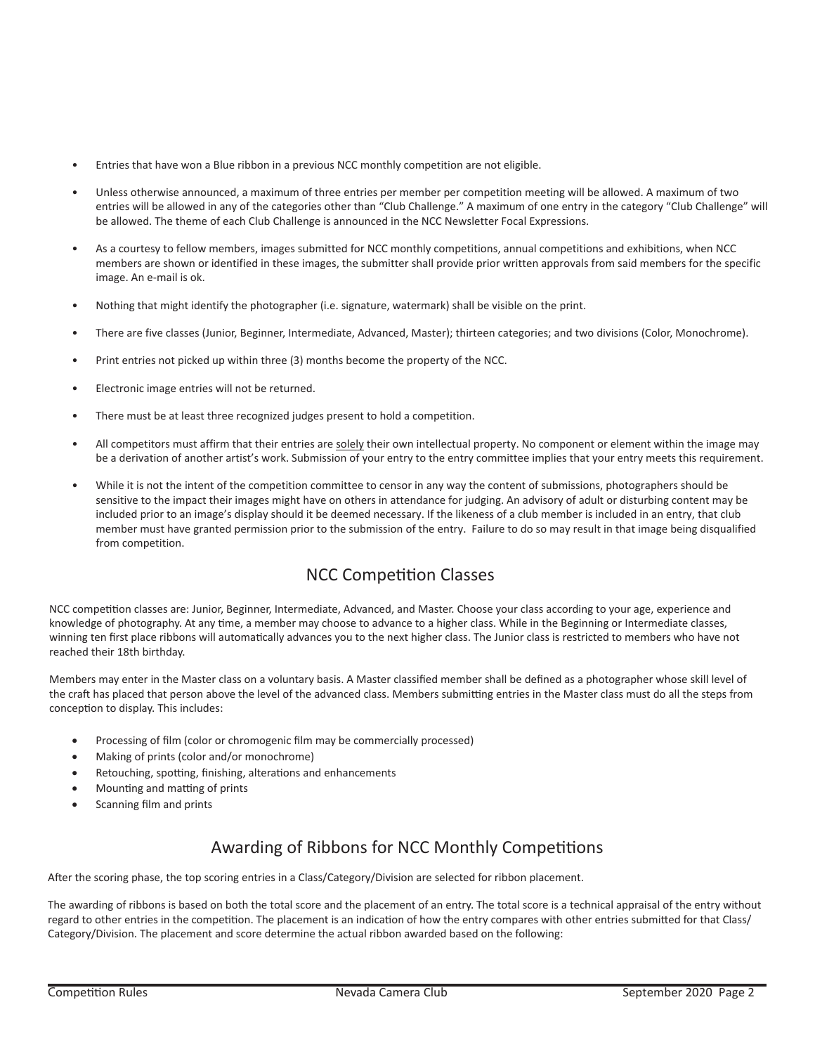- Entries that have won a Blue ribbon in a previous NCC monthly competition are not eligible.

- Unless otherwise announced, a maximum of three entries per member per competition meeting will be allowed. A maximum of two entries will be allowed in any of the categories other than "Club Challenge." A maximum of one entry in the category "Club Challenge" will be allowed. The theme of each Club Challenge is announced in the NCC Newsletter Focal Expressions.

- As a courtesy to fellow members, images submitted for NCC monthly competitions, annual competitions and exhibitions, when NCC members are shown or identified in these images, the submitter shall provide prior written approvals from said members for the specific image. An e-mail is ok.

- Nothing that might identify the photographer (i.e. signature, watermark) shall be visible on the print.

- There are five classes (Junior, Beginner, Intermediate, Advanced, Master); thirteen categories; and two divisions (Color, Monochrome).

- Print entries not picked up within three (3) months become the property of the NCC.

- Electronic image entries will not be returned.

- There must be at least three recognized judges present to hold a competition.

- All competitors must affirm that their entries are <u>solely</u> their own intellectual property. No component or element within the image may be a derivation of another artist's work. Submission of your entry to the entry committee implies that your entry meets this requirement.

- While it is not the intent of the competition committee to censor in any way the content of submissions, photographers should be sensitive to the impact their images might have on others in attendance for judging. An advisory of adult or disturbing content may be included prior to an image's display should it be deemed necessary. If the likeness of a club member is included in an entry, that club member must have granted permission prior to the submission of the entry. Failure to do so may result in that image being disqualified from competition.

## NCC Competition Classes

NCC competition classes are: Junior, Beginner, Intermediate, Advanced, and Master. Choose your class according to your age, experience and knowledge of photography. At any time, a member may choose to advance to a higher class. While in the Beginning or Intermediate classes, winning ten first place ribbons will automatically advances you to the next higher class. The Junior class is restricted to members who have not reached their 18th birthday.

Members may enter in the Master class on a voluntary basis. A Master classified member shall be defined as a photographer whose skill level of the craft has placed that person above the level of the advanced class. Members submitting entries in the Master class must do all the steps from conception to display. This includes:

- Processing of film (color or chromogenic film may be commercially processed)
- Making of prints (color and/or monochrome)
- Retouching, spotting, finishing, alterations and enhancements
- Mounting and matting of prints
- Scanning film and prints

## Awarding of Ribbons for NCC Monthly Competitions

After the scoring phase, the top scoring entries in a Class/Category/Division are selected for ribbon placement.

The awarding of ribbons is based on both the total score and the placement of an entry. The total score is a technical appraisal of the entry without regard to other entries in the competition. The placement is an indication of how the entry compares with other entries submitted for that Class/Category/Division. The placement and score determine the actual ribbon awarded based on the following: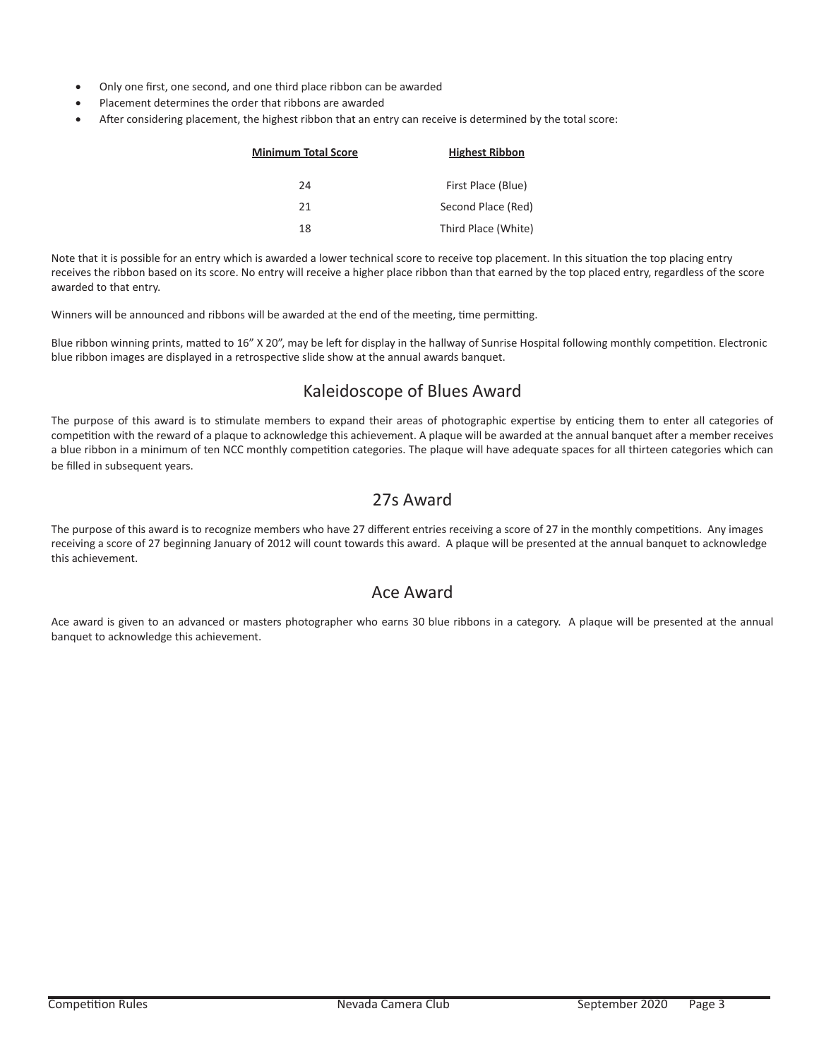- Only one first, one second, and one third place ribbon can be awarded
- Placement determines the order that ribbons are awarded
- After considering placement, the highest ribbon that an entry can receive is determined by the total score:

| Minimum Total Score | Highest Ribbon |
|---|---|
| 24 | First Place (Blue) |
| 21 | Second Place (Red) |
| 18 | Third Place (White) |

Note that it is possible for an entry which is awarded a lower technical score to receive top placement. In this situation the top placing entry receives the ribbon based on its score. No entry will receive a higher place ribbon than that earned by the top placed entry, regardless of the score awarded to that entry.

Winners will be announced and ribbons will be awarded at the end of the meeting, time permitting.

Blue ribbon winning prints, matted to 16" X 20", may be left for display in the hallway of Sunrise Hospital following monthly competition. Electronic blue ribbon images are displayed in a retrospective slide show at the annual awards banquet.

## Kaleidoscope of Blues Award

The purpose of this award is to stimulate members to expand their areas of photographic expertise by enticing them to enter all categories of competition with the reward of a plaque to acknowledge this achievement. A plaque will be awarded at the annual banquet after a member receives a blue ribbon in a minimum of ten NCC monthly competition categories. The plaque will have adequate spaces for all thirteen categories which can be filled in subsequent years.

## 27s Award

The purpose of this award is to recognize members who have 27 different entries receiving a score of 27 in the monthly competitions. Any images receiving a score of 27 beginning January of 2012 will count towards this award. A plaque will be presented at the annual banquet to acknowledge this achievement.

## Ace Award

Ace award is given to an advanced or masters photographer who earns 30 blue ribbons in a category. A plaque will be presented at the annual banquet to acknowledge this achievement.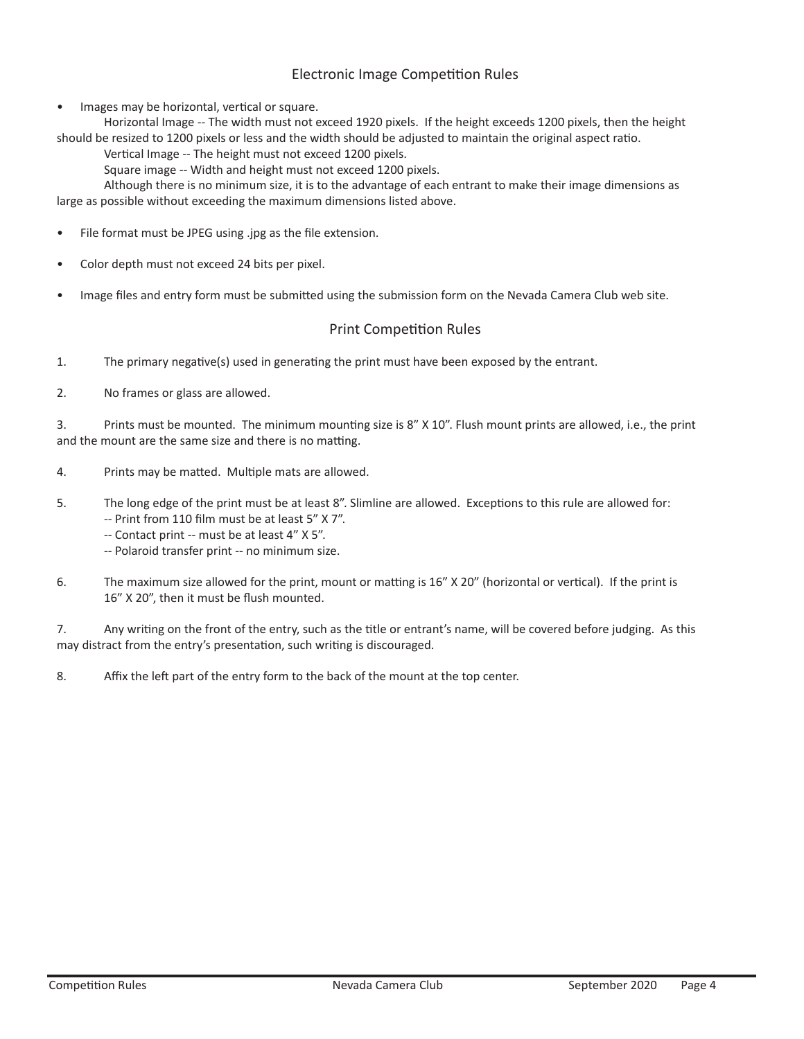## Electronic Image Competition Rules

- Images may be horizontal, vertical or square.

  Horizontal Image -- The width must not exceed 1920 pixels. If the height exceeds 1200 pixels, then the height should be resized to 1200 pixels or less and the width should be adjusted to maintain the original aspect ratio.

  Vertical Image -- The height must not exceed 1200 pixels.

  Square image -- Width and height must not exceed 1200 pixels.

  Although there is no minimum size, it is to the advantage of each entrant to make their image dimensions as large as possible without exceeding the maximum dimensions listed above.

- File format must be JPEG using .jpg as the file extension.

- Color depth must not exceed 24 bits per pixel.

- Image files and entry form must be submitted using the submission form on the Nevada Camera Club web site.

## Print Competition Rules

1. The primary negative(s) used in generating the print must have been exposed by the entrant.

2. No frames or glass are allowed.

3. Prints must be mounted. The minimum mounting size is 8” X 10”. Flush mount prints are allowed, i.e., the print and the mount are the same size and there is no matting.

4. Prints may be matted. Multiple mats are allowed.

5. The long edge of the print must be at least 8”. Slimline are allowed. Exceptions to this rule are allowed for:
   -- Print from 110 film must be at least 5” X 7”.
   -- Contact print -- must be at least 4” X 5”.
   -- Polaroid transfer print -- no minimum size.

6. The maximum size allowed for the print, mount or matting is 16” X 20” (horizontal or vertical). If the print is 16” X 20”, then it must be flush mounted.

7. Any writing on the front of the entry, such as the title or entrant’s name, will be covered before judging. As this may distract from the entry’s presentation, such writing is discouraged.

8. Affix the left part of the entry form to the back of the mount at the top center.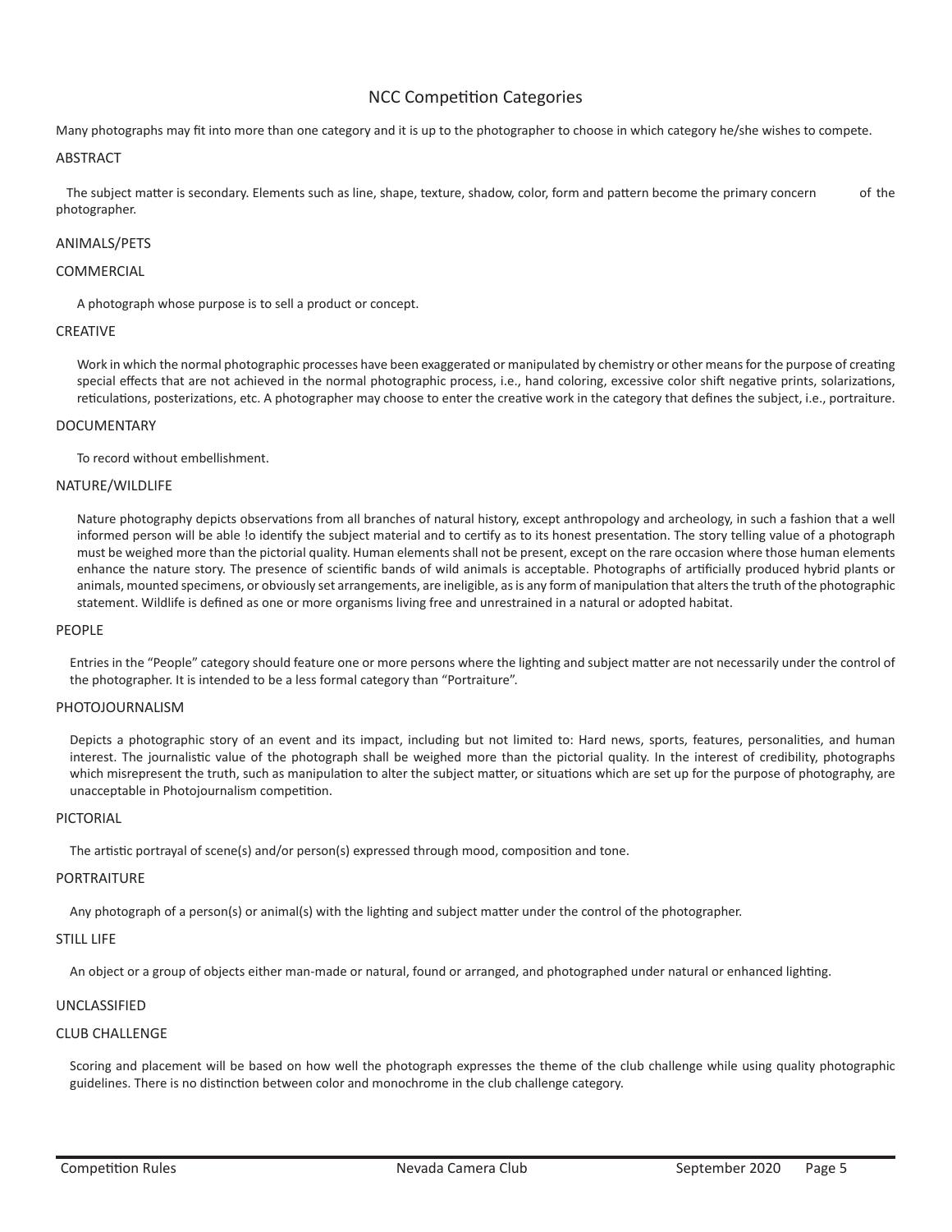# NCC Competition Categories

Many photographs may fit into more than one category and it is up to the photographer to choose in which category he/she wishes to compete.

## ABSTRACT

The subject matter is secondary. Elements such as line, shape, texture, shadow, color, form and pattern become the primary concern of the photographer.

## ANIMALS/PETS

## COMMERCIAL

A photograph whose purpose is to sell a product or concept.

## CREATIVE

Work in which the normal photographic processes have been exaggerated or manipulated by chemistry or other means for the purpose of creating special effects that are not achieved in the normal photographic process, i.e., hand coloring, excessive color shift negative prints, solarizations, reticulations, posterizations, etc. A photographer may choose to enter the creative work in the category that defines the subject, i.e., portraiture.

## DOCUMENTARY

To record without embellishment.

## NATURE/WILDLIFE

Nature photography depicts observations from all branches of natural history, except anthropology and archeology, in such a fashion that a well informed person will be able !o identify the subject material and to certify as to its honest presentation. The story telling value of a photograph must be weighed more than the pictorial quality. Human elements shall not be present, except on the rare occasion where those human elements enhance the nature story. The presence of scientific bands of wild animals is acceptable. Photographs of artificially produced hybrid plants or animals, mounted specimens, or obviously set arrangements, are ineligible, as is any form of manipulation that alters the truth of the photographic statement. Wildlife is defined as one or more organisms living free and unrestrained in a natural or adopted habitat.

## PEOPLE

Entries in the "People" category should feature one or more persons where the lighting and subject matter are not necessarily under the control of the photographer. It is intended to be a less formal category than "Portraiture".

## PHOTOJOURNALISM

Depicts a photographic story of an event and its impact, including but not limited to: Hard news, sports, features, personalities, and human interest. The journalistic value of the photograph shall be weighed more than the pictorial quality. In the interest of credibility, photographs which misrepresent the truth, such as manipulation to alter the subject matter, or situations which are set up for the purpose of photography, are unacceptable in Photojournalism competition.

## PICTORIAL

The artistic portrayal of scene(s) and/or person(s) expressed through mood, composition and tone.

## PORTRAITURE

Any photograph of a person(s) or animal(s) with the lighting and subject matter under the control of the photographer.

## STILL LIFE

An object or a group of objects either man-made or natural, found or arranged, and photographed under natural or enhanced lighting.

## UNCLASSIFIED

## CLUB CHALLENGE

Scoring and placement will be based on how well the photograph expresses the theme of the club challenge while using quality photographic guidelines. There is no distinction between color and monochrome in the club challenge category.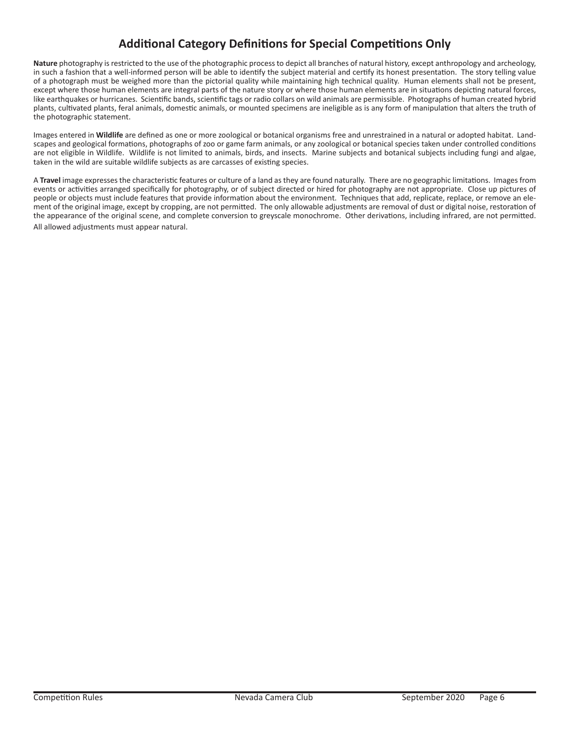# Additional Category Definitions for Special Competitions Only

**Nature** photography is restricted to the use of the photographic process to depict all branches of natural history, except anthropology and archeology, in such a fashion that a well-informed person will be able to identify the subject material and certify its honest presentation. The story telling value of a photograph must be weighed more than the pictorial quality while maintaining high technical quality. Human elements shall not be present, except where those human elements are integral parts of the nature story or where those human elements are in situations depicting natural forces, like earthquakes or hurricanes. Scientific bands, scientific tags or radio collars on wild animals are permissible. Photographs of human created hybrid plants, cultivated plants, feral animals, domestic animals, or mounted specimens are ineligible as is any form of manipulation that alters the truth of the photographic statement.

Images entered in **Wildlife** are defined as one or more zoological or botanical organisms free and unrestrained in a natural or adopted habitat. Landscapes and geological formations, photographs of zoo or game farm animals, or any zoological or botanical species taken under controlled conditions are not eligible in Wildlife. Wildlife is not limited to animals, birds, and insects. Marine subjects and botanical subjects including fungi and algae, taken in the wild are suitable wildlife subjects as are carcasses of existing species.

A **Travel** image expresses the characteristic features or culture of a land as they are found naturally. There are no geographic limitations. Images from events or activities arranged specifically for photography, or of subject directed or hired for photography are not appropriate. Close up pictures of people or objects must include features that provide information about the environment. Techniques that add, replicate, replace, or remove an element of the original image, except by cropping, are not permitted. The only allowable adjustments are removal of dust or digital noise, restoration of the appearance of the original scene, and complete conversion to greyscale monochrome. Other derivations, including infrared, are not permitted. All allowed adjustments must appear natural.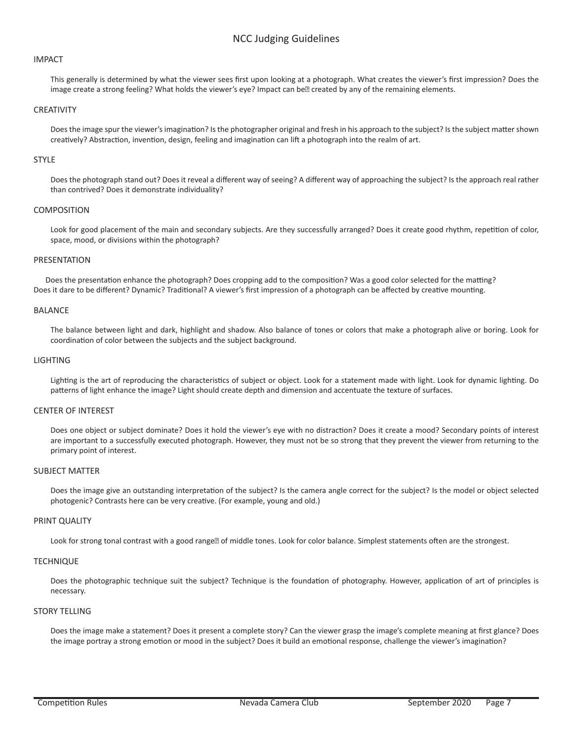# NCC Judging Guidelines

## IMPACT

This generally is determined by what the viewer sees first upon looking at a photograph. What creates the viewer's first impression? Does the image create a strong feeling? What holds the viewer's eye? Impact can be created by any of the remaining elements.

## CREATIVITY

Does the image spur the viewer's imagination? Is the photographer original and fresh in his approach to the subject? Is the subject matter shown creatively? Abstraction, invention, design, feeling and imagination can lift a photograph into the realm of art.

## STYLE

Does the photograph stand out? Does it reveal a different way of seeing? A different way of approaching the subject? Is the approach real rather than contrived? Does it demonstrate individuality?

## COMPOSITION

Look for good placement of the main and secondary subjects. Are they successfully arranged? Does it create good rhythm, repetition of color, space, mood, or divisions within the photograph?

## PRESENTATION

Does the presentation enhance the photograph? Does cropping add to the composition? Was a good color selected for the matting? Does it dare to be different? Dynamic? Traditional? A viewer's first impression of a photograph can be affected by creative mounting.

## BALANCE

The balance between light and dark, highlight and shadow. Also balance of tones or colors that make a photograph alive or boring. Look for coordination of color between the subjects and the subject background.

## LIGHTING

Lighting is the art of reproducing the characteristics of subject or object. Look for a statement made with light. Look for dynamic lighting. Do patterns of light enhance the image? Light should create depth and dimension and accentuate the texture of surfaces.

## CENTER OF INTEREST

Does one object or subject dominate? Does it hold the viewer's eye with no distraction? Does it create a mood? Secondary points of interest are important to a successfully executed photograph. However, they must not be so strong that they prevent the viewer from returning to the primary point of interest.

## SUBJECT MATTER

Does the image give an outstanding interpretation of the subject? Is the camera angle correct for the subject? Is the model or object selected photogenic? Contrasts here can be very creative. (For example, young and old.)

## PRINT QUALITY

Look for strong tonal contrast with a good range of middle tones. Look for color balance. Simplest statements often are the strongest.

## TECHNIQUE

Does the photographic technique suit the subject? Technique is the foundation of photography. However, application of art of principles is necessary.

## STORY TELLING

Does the image make a statement? Does it present a complete story? Can the viewer grasp the image's complete meaning at first glance? Does the image portray a strong emotion or mood in the subject? Does it build an emotional response, challenge the viewer's imagination?